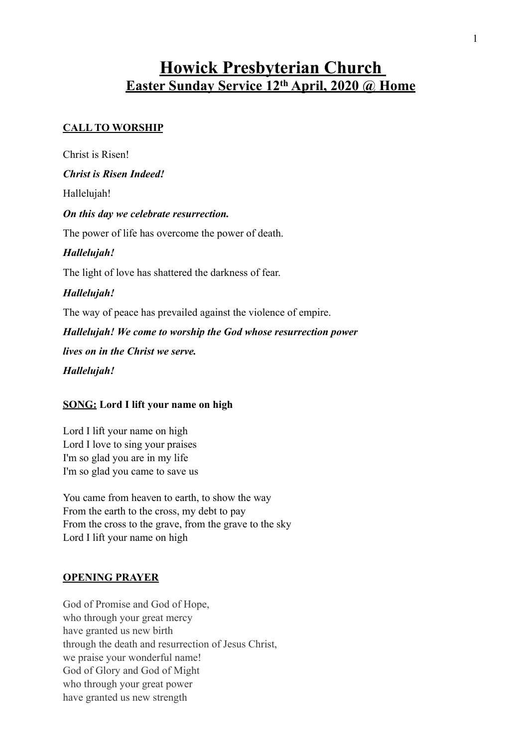# Howick Presbyterian Church
## Easter Sunday Service 12th April, 2020 @ Home

**CALL TO WORSHIP**

Christ is Risen!

***Christ is Risen Indeed!***

Hallelujah!

***On this day we celebrate resurrection.***

The power of life has overcome the power of death.

***Hallelujah!***

The light of love has shattered the darkness of fear.

***Hallelujah!***

The way of peace has prevailed against the violence of empire.

***Hallelujah! We come to worship the God whose resurrection power***

***lives on in the Christ we serve.***

***Hallelujah!***

**SONG: Lord I lift your name on high**

Lord I lift your name on high
Lord I love to sing your praises
I'm so glad you are in my life
I'm so glad you came to save us

You came from heaven to earth, to show the way
From the earth to the cross, my debt to pay
From the cross to the grave, from the grave to the sky
Lord I lift your name on high

**OPENING PRAYER**

God of Promise and God of Hope,
who through your great mercy
have granted us new birth
through the death and resurrection of Jesus Christ,
we praise your wonderful name!
God of Glory and God of Might
who through your great power
have granted us new strength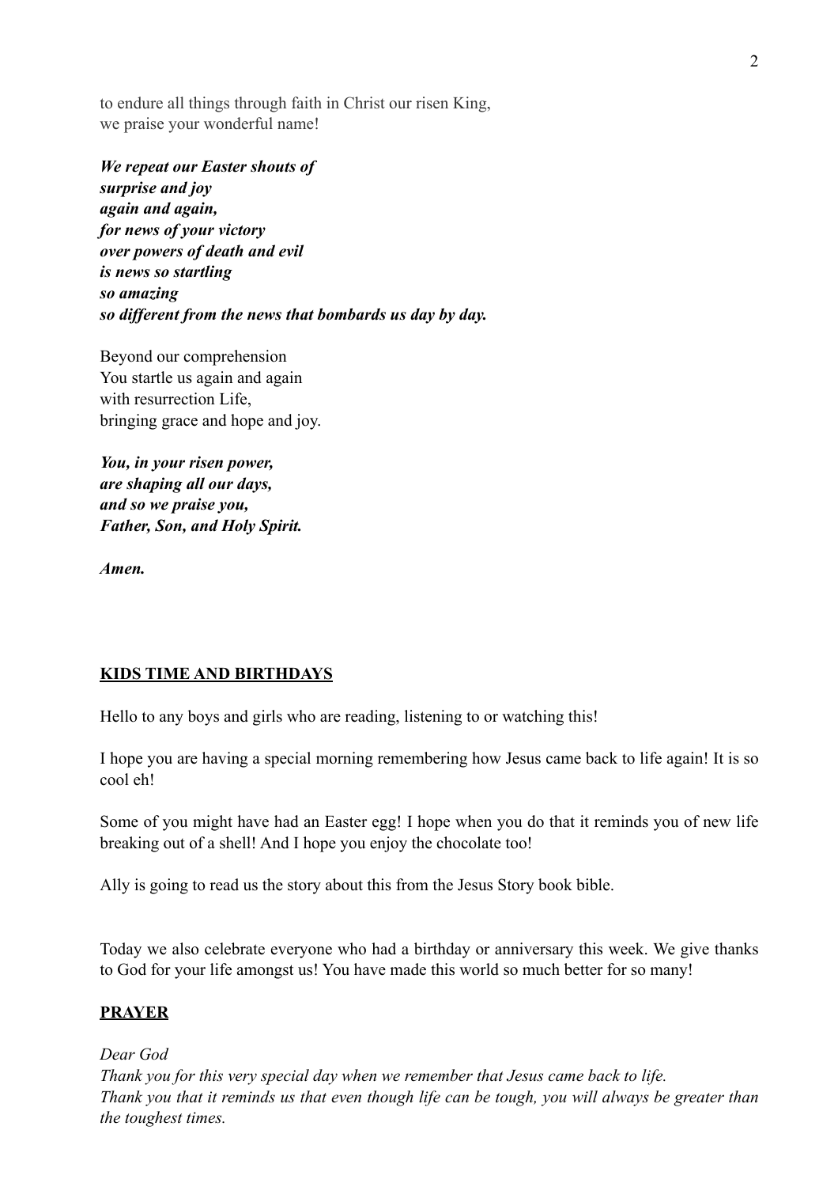to endure all things through faith in Christ our risen King,
we praise your wonderful name!

***We repeat our Easter shouts of
surprise and joy
again and again,
for news of your victory
over powers of death and evil
is news so startling
so amazing
so different from the news that bombards us day by day.***

Beyond our comprehension
You startle us again and again
with resurrection Life,
bringing grace and hope and joy.

***You, in your risen power,
are shaping all our days,
and so we praise you,
Father, Son, and Holy Spirit.***

***Amen.***

## KIDS TIME AND BIRTHDAYS

Hello to any boys and girls who are reading, listening to or watching this!

I hope you are having a special morning remembering how Jesus came back to life again! It is so cool eh!

Some of you might have had an Easter egg! I hope when you do that it reminds you of new life breaking out of a shell! And I hope you enjoy the chocolate too!

Ally is going to read us the story about this from the Jesus Story book bible.

Today we also celebrate everyone who had a birthday or anniversary this week. We give thanks to God for your life amongst us! You have made this world so much better for so many!

## PRAYER

*Dear God*
*Thank you for this very special day when we remember that Jesus came back to life.*
*Thank you that it reminds us that even though life can be tough, you will always be greater than the toughest times.*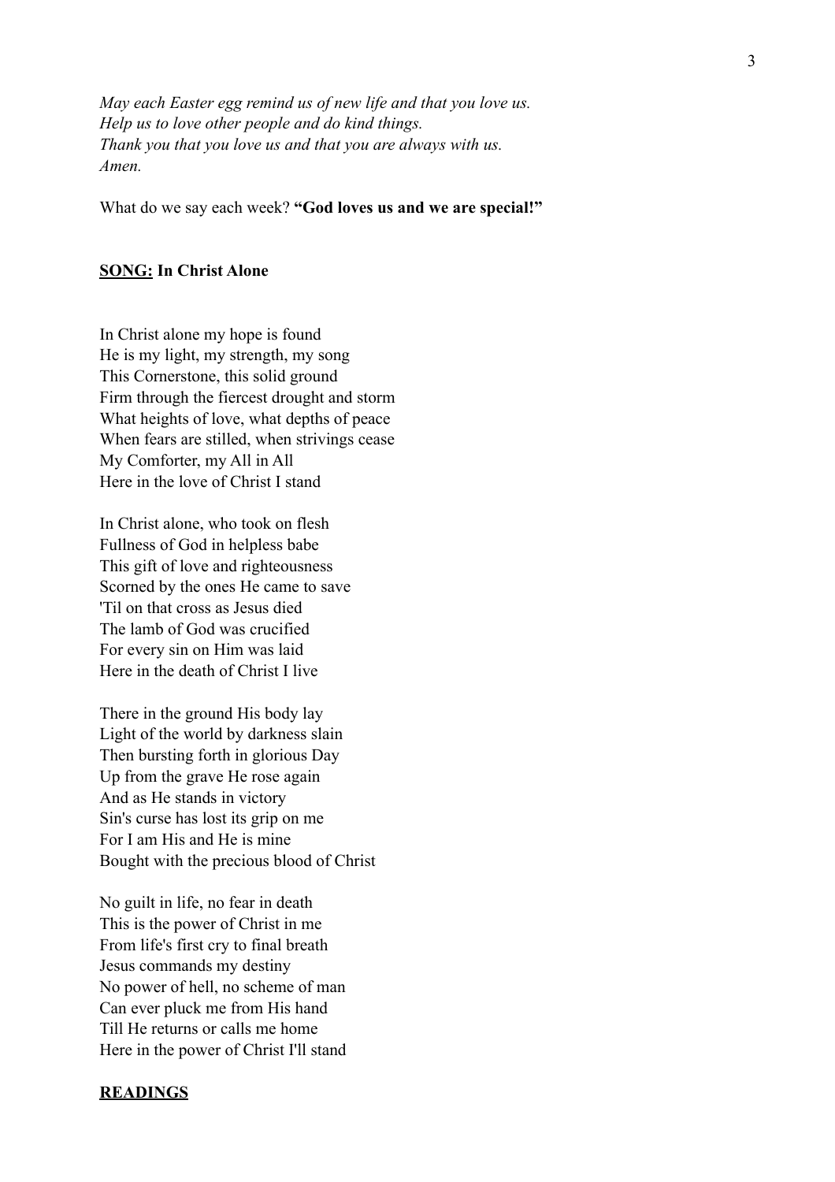*May each Easter egg remind us of new life and that you love us.*
*Help us to love other people and do kind things.*
*Thank you that you love us and that you are always with us.*
*Amen.*

What do we say each week? **"God loves us and we are special!"**

**<u>SONG:</u> In Christ Alone**

In Christ alone my hope is found
He is my light, my strength, my song
This Cornerstone, this solid ground
Firm through the fiercest drought and storm
What heights of love, what depths of peace
When fears are stilled, when strivings cease
My Comforter, my All in All
Here in the love of Christ I stand

In Christ alone, who took on flesh
Fullness of God in helpless babe
This gift of love and righteousness
Scorned by the ones He came to save
'Til on that cross as Jesus died
The lamb of God was crucified
For every sin on Him was laid
Here in the death of Christ I live

There in the ground His body lay
Light of the world by darkness slain
Then bursting forth in glorious Day
Up from the grave He rose again
And as He stands in victory
Sin's curse has lost its grip on me
For I am His and He is mine
Bought with the precious blood of Christ

No guilt in life, no fear in death
This is the power of Christ in me
From life's first cry to final breath
Jesus commands my destiny
No power of hell, no scheme of man
Can ever pluck me from His hand
Till He returns or calls me home
Here in the power of Christ I'll stand

**<u>READINGS</u>**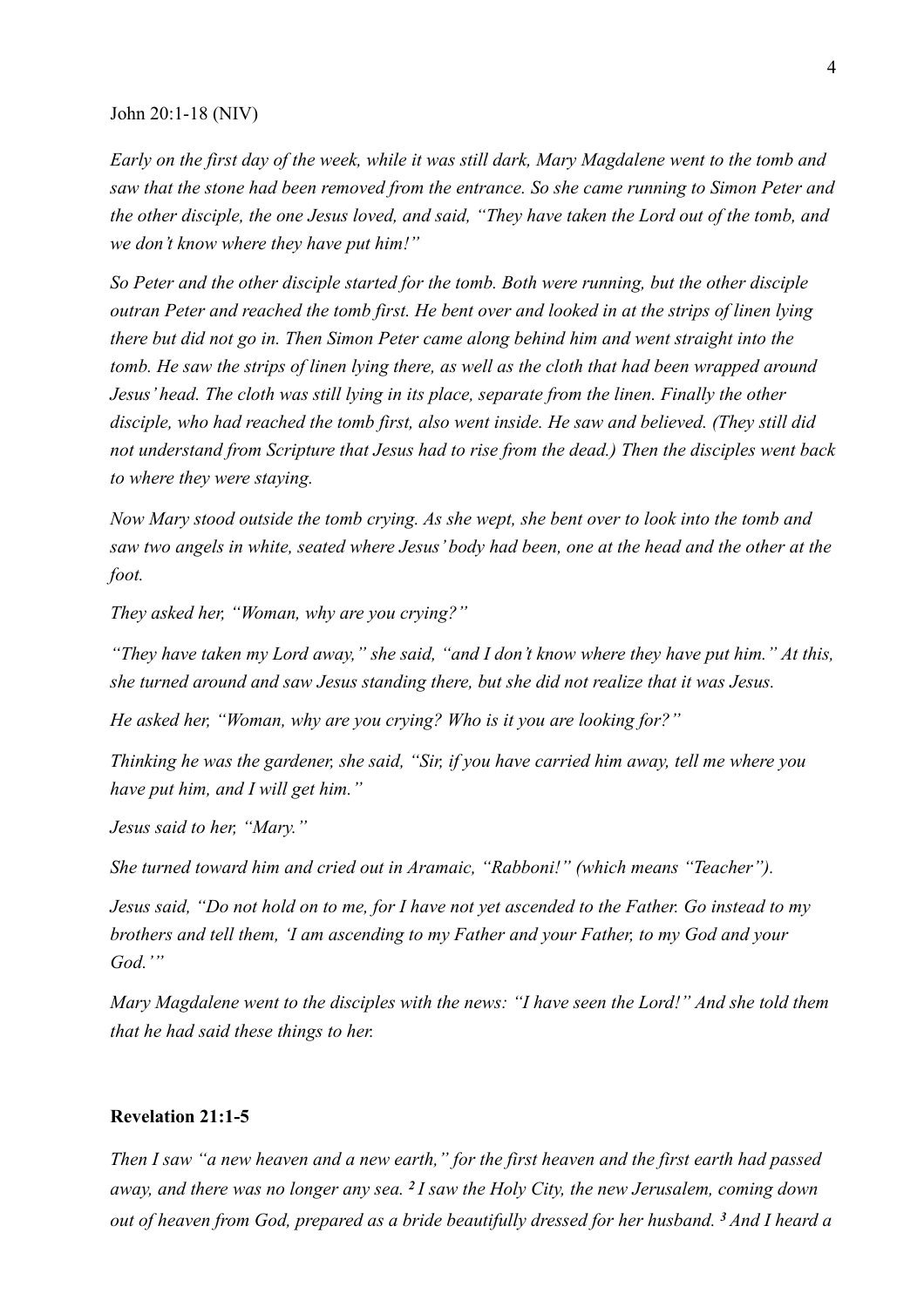John 20:1-18 (NIV)

*Early on the first day of the week, while it was still dark, Mary Magdalene went to the tomb and saw that the stone had been removed from the entrance. So she came running to Simon Peter and the other disciple, the one Jesus loved, and said, "They have taken the Lord out of the tomb, and we don't know where they have put him!"*

*So Peter and the other disciple started for the tomb. Both were running, but the other disciple outran Peter and reached the tomb first. He bent over and looked in at the strips of linen lying there but did not go in. Then Simon Peter came along behind him and went straight into the tomb. He saw the strips of linen lying there, as well as the cloth that had been wrapped around Jesus' head. The cloth was still lying in its place, separate from the linen. Finally the other disciple, who had reached the tomb first, also went inside. He saw and believed. (They still did not understand from Scripture that Jesus had to rise from the dead.) Then the disciples went back to where they were staying.*

*Now Mary stood outside the tomb crying. As she wept, she bent over to look into the tomb and saw two angels in white, seated where Jesus' body had been, one at the head and the other at the foot.*

*They asked her, "Woman, why are you crying?"*

*"They have taken my Lord away," she said, "and I don't know where they have put him." At this, she turned around and saw Jesus standing there, but she did not realize that it was Jesus.*

*He asked her, "Woman, why are you crying? Who is it you are looking for?"*

*Thinking he was the gardener, she said, "Sir, if you have carried him away, tell me where you have put him, and I will get him."*

*Jesus said to her, "Mary."*

*She turned toward him and cried out in Aramaic, "Rabboni!" (which means "Teacher").*

*Jesus said, "Do not hold on to me, for I have not yet ascended to the Father. Go instead to my brothers and tell them, 'I am ascending to my Father and your Father, to my God and your God.'"*

*Mary Magdalene went to the disciples with the news: "I have seen the Lord!" And she told them that he had said these things to her.*

**Revelation 21:1-5**

*Then I saw "a new heaven and a new earth," for the first heaven and the first earth had passed away, and there was no longer any sea.* **2** *I saw the Holy City, the new Jerusalem, coming down out of heaven from God, prepared as a bride beautifully dressed for her husband.* **3** *And I heard a*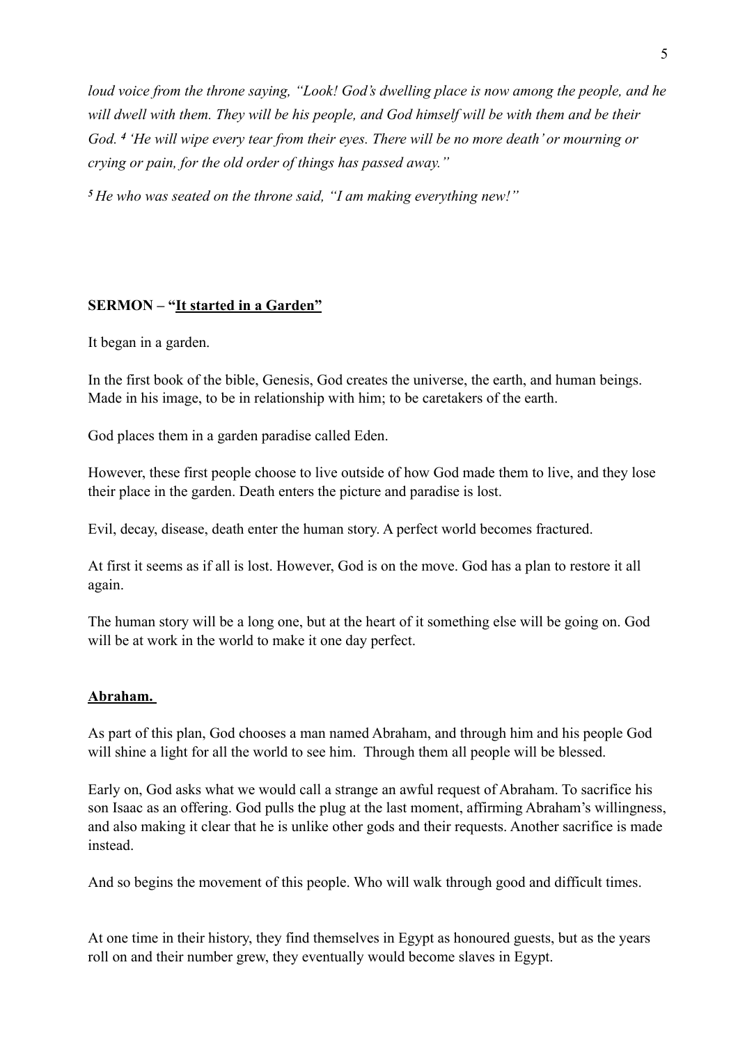*loud voice from the throne saying, "Look! God's dwelling place is now among the people, and he will dwell with them. They will be his people, and God himself will be with them and be their God. [4] 'He will wipe every tear from their eyes. There will be no more death' or mourning or crying or pain, for the old order of things has passed away."*

*[5] He who was seated on the throne said, "I am making everything new!"*

**SERMON – "<u>It started in a Garden</u>"**

It began in a garden.

In the first book of the bible, Genesis, God creates the universe, the earth, and human beings. Made in his image, to be in relationship with him; to be caretakers of the earth.

God places them in a garden paradise called Eden.

However, these first people choose to live outside of how God made them to live, and they lose their place in the garden. Death enters the picture and paradise is lost.

Evil, decay, disease, death enter the human story. A perfect world becomes fractured.

At first it seems as if all is lost. However, God is on the move. God has a plan to restore it all again.

The human story will be a long one, but at the heart of it something else will be going on. God will be at work in the world to make it one day perfect.

**<u>Abraham.</u>**

As part of this plan, God chooses a man named Abraham, and through him and his people God will shine a light for all the world to see him. Through them all people will be blessed.

Early on, God asks what we would call a strange an awful request of Abraham. To sacrifice his son Isaac as an offering. God pulls the plug at the last moment, affirming Abraham's willingness, and also making it clear that he is unlike other gods and their requests. Another sacrifice is made instead.

And so begins the movement of this people. Who will walk through good and difficult times.

At one time in their history, they find themselves in Egypt as honoured guests, but as the years roll on and their number grew, they eventually would become slaves in Egypt.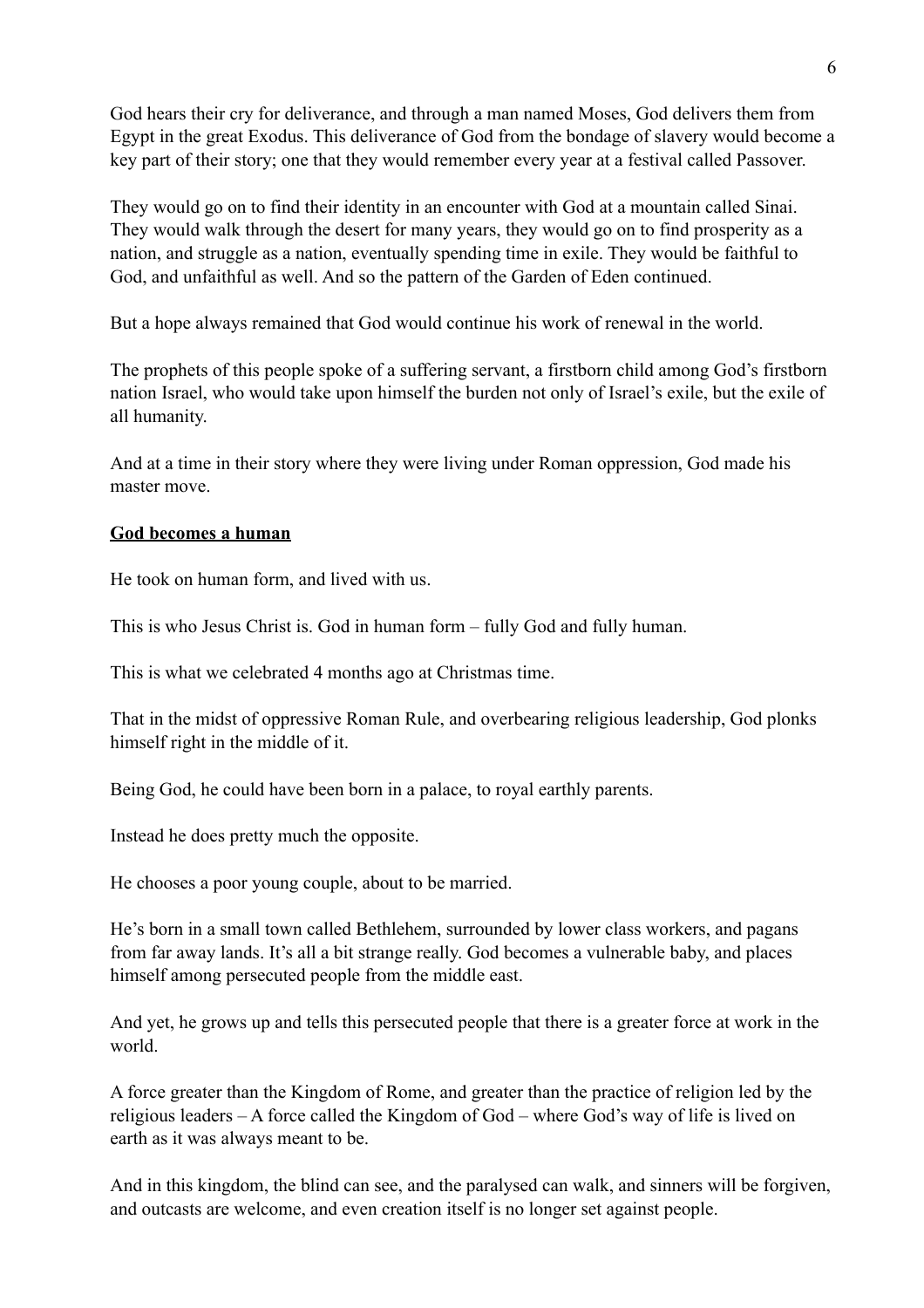God hears their cry for deliverance, and through a man named Moses, God delivers them from Egypt in the great Exodus. This deliverance of God from the bondage of slavery would become a key part of their story; one that they would remember every year at a festival called Passover.

They would go on to find their identity in an encounter with God at a mountain called Sinai. They would walk through the desert for many years, they would go on to find prosperity as a nation, and struggle as a nation, eventually spending time in exile. They would be faithful to God, and unfaithful as well. And so the pattern of the Garden of Eden continued.

But a hope always remained that God would continue his work of renewal in the world.

The prophets of this people spoke of a suffering servant, a firstborn child among God's firstborn nation Israel, who would take upon himself the burden not only of Israel's exile, but the exile of all humanity.

And at a time in their story where they were living under Roman oppression, God made his master move.

**<u>God becomes a human</u>**

He took on human form, and lived with us.

This is who Jesus Christ is. God in human form – fully God and fully human.

This is what we celebrated 4 months ago at Christmas time.

That in the midst of oppressive Roman Rule, and overbearing religious leadership, God plonks himself right in the middle of it.

Being God, he could have been born in a palace, to royal earthly parents.

Instead he does pretty much the opposite.

He chooses a poor young couple, about to be married.

He's born in a small town called Bethlehem, surrounded by lower class workers, and pagans from far away lands. It's all a bit strange really. God becomes a vulnerable baby, and places himself among persecuted people from the middle east.

And yet, he grows up and tells this persecuted people that there is a greater force at work in the world.

A force greater than the Kingdom of Rome, and greater than the practice of religion led by the religious leaders – A force called the Kingdom of God – where God's way of life is lived on earth as it was always meant to be.

And in this kingdom, the blind can see, and the paralysed can walk, and sinners will be forgiven, and outcasts are welcome, and even creation itself is no longer set against people.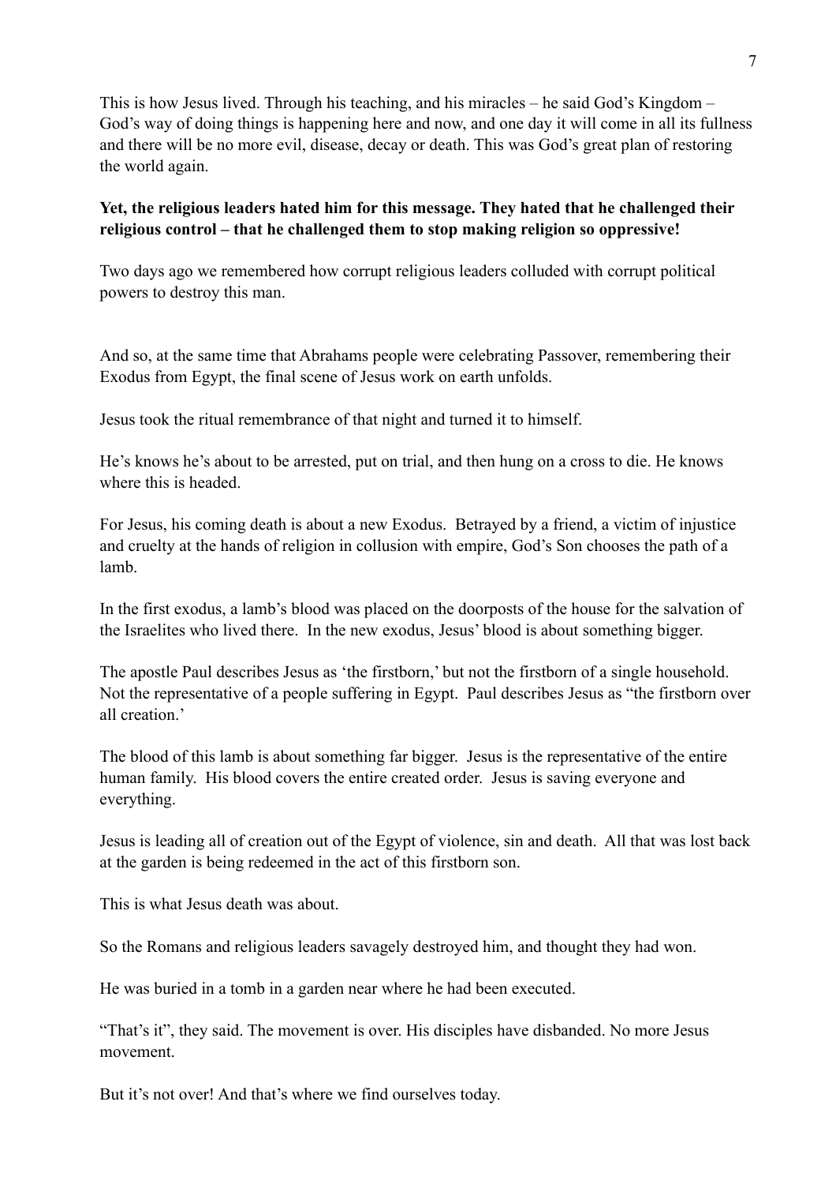This is how Jesus lived. Through his teaching, and his miracles – he said God's Kingdom – God's way of doing things is happening here and now, and one day it will come in all its fullness and there will be no more evil, disease, decay or death. This was God's great plan of restoring the world again.

**Yet, the religious leaders hated him for this message. They hated that he challenged their religious control – that he challenged them to stop making religion so oppressive!**

Two days ago we remembered how corrupt religious leaders colluded with corrupt political powers to destroy this man.

And so, at the same time that Abrahams people were celebrating Passover, remembering their Exodus from Egypt, the final scene of Jesus work on earth unfolds.

Jesus took the ritual remembrance of that night and turned it to himself.

He's knows he's about to be arrested, put on trial, and then hung on a cross to die. He knows where this is headed.

For Jesus, his coming death is about a new Exodus. Betrayed by a friend, a victim of injustice and cruelty at the hands of religion in collusion with empire, God's Son chooses the path of a lamb.

In the first exodus, a lamb's blood was placed on the doorposts of the house for the salvation of the Israelites who lived there. In the new exodus, Jesus' blood is about something bigger.

The apostle Paul describes Jesus as 'the firstborn,' but not the firstborn of a single household. Not the representative of a people suffering in Egypt. Paul describes Jesus as "the firstborn over all creation.'

The blood of this lamb is about something far bigger. Jesus is the representative of the entire human family. His blood covers the entire created order. Jesus is saving everyone and everything.

Jesus is leading all of creation out of the Egypt of violence, sin and death. All that was lost back at the garden is being redeemed in the act of this firstborn son.

This is what Jesus death was about.

So the Romans and religious leaders savagely destroyed him, and thought they had won.

He was buried in a tomb in a garden near where he had been executed.

"That's it", they said. The movement is over. His disciples have disbanded. No more Jesus movement.

But it's not over! And that's where we find ourselves today.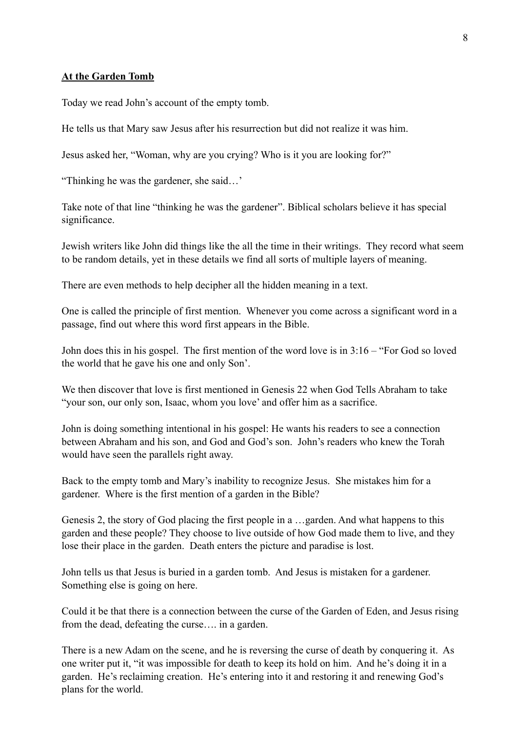**At the Garden Tomb**

Today we read John's account of the empty tomb.

He tells us that Mary saw Jesus after his resurrection but did not realize it was him.

Jesus asked her, "Woman, why are you crying? Who is it you are looking for?"

"Thinking he was the gardener, she said…'

Take note of that line "thinking he was the gardener". Biblical scholars believe it has special significance.

Jewish writers like John did things like the all the time in their writings. They record what seem to be random details, yet in these details we find all sorts of multiple layers of meaning.

There are even methods to help decipher all the hidden meaning in a text.

One is called the principle of first mention. Whenever you come across a significant word in a passage, find out where this word first appears in the Bible.

John does this in his gospel. The first mention of the word love is in 3:16 – "For God so loved the world that he gave his one and only Son'.

We then discover that love is first mentioned in Genesis 22 when God Tells Abraham to take "your son, our only son, Isaac, whom you love' and offer him as a sacrifice.

John is doing something intentional in his gospel: He wants his readers to see a connection between Abraham and his son, and God and God's son. John's readers who knew the Torah would have seen the parallels right away.

Back to the empty tomb and Mary's inability to recognize Jesus. She mistakes him for a gardener. Where is the first mention of a garden in the Bible?

Genesis 2, the story of God placing the first people in a …garden. And what happens to this garden and these people? They choose to live outside of how God made them to live, and they lose their place in the garden. Death enters the picture and paradise is lost.

John tells us that Jesus is buried in a garden tomb. And Jesus is mistaken for a gardener. Something else is going on here.

Could it be that there is a connection between the curse of the Garden of Eden, and Jesus rising from the dead, defeating the curse…. in a garden.

There is a new Adam on the scene, and he is reversing the curse of death by conquering it. As one writer put it, "it was impossible for death to keep its hold on him. And he's doing it in a garden. He's reclaiming creation. He's entering into it and restoring it and renewing God's plans for the world.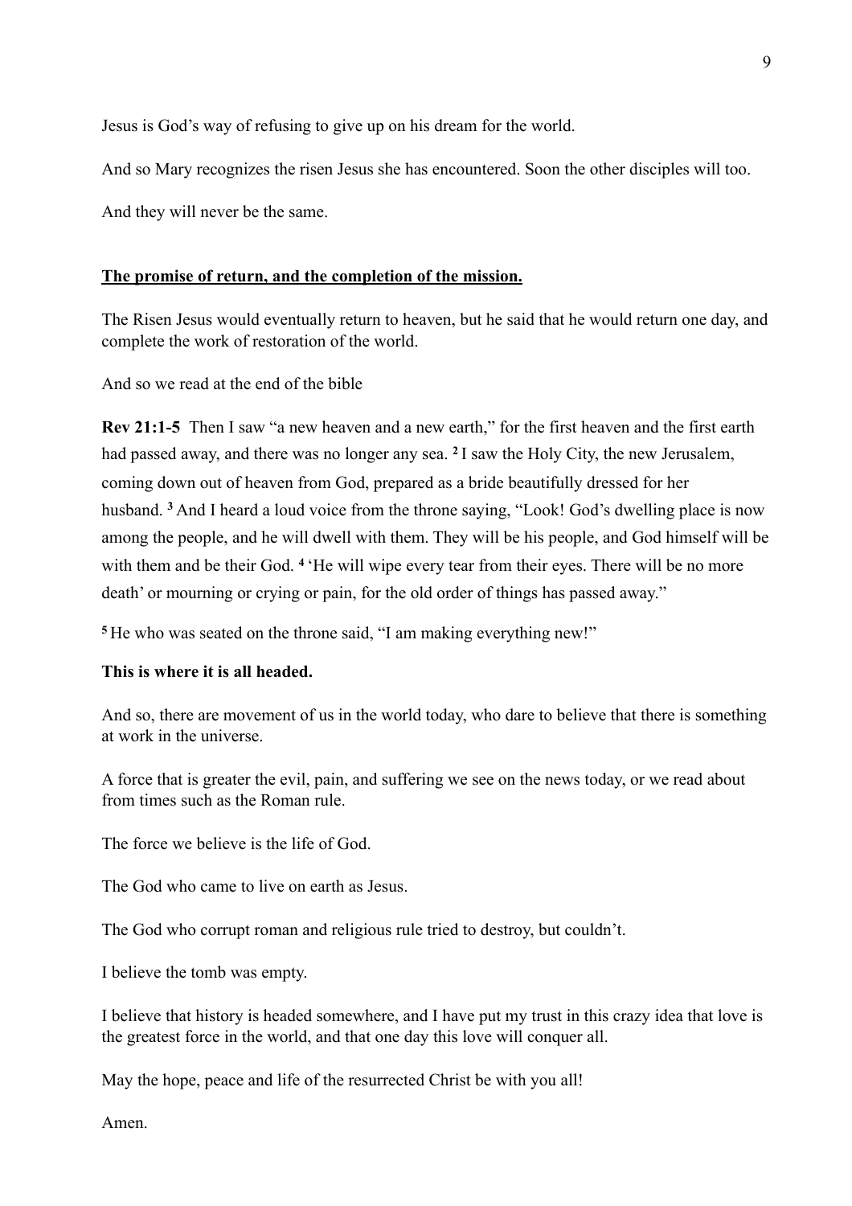Jesus is God's way of refusing to give up on his dream for the world.

And so Mary recognizes the risen Jesus she has encountered. Soon the other disciples will too.

And they will never be the same.

<u>**The promise of return, and the completion of the mission.**</u>

The Risen Jesus would eventually return to heaven, but he said that he would return one day, and complete the work of restoration of the world.

And so we read at the end of the bible

**Rev 21:1-5** Then I saw "a new heaven and a new earth," for the first heaven and the first earth had passed away, and there was no longer any sea. **2** I saw the Holy City, the new Jerusalem, coming down out of heaven from God, prepared as a bride beautifully dressed for her husband. **3** And I heard a loud voice from the throne saying, "Look! God's dwelling place is now among the people, and he will dwell with them. They will be his people, and God himself will be with them and be their God. **4** 'He will wipe every tear from their eyes. There will be no more death' or mourning or crying or pain, for the old order of things has passed away."

**5** He who was seated on the throne said, "I am making everything new!"

**This is where it is all headed.**

And so, there are movement of us in the world today, who dare to believe that there is something at work in the universe.

A force that is greater the evil, pain, and suffering we see on the news today, or we read about from times such as the Roman rule.

The force we believe is the life of God.

The God who came to live on earth as Jesus.

The God who corrupt roman and religious rule tried to destroy, but couldn't.

I believe the tomb was empty.

I believe that history is headed somewhere, and I have put my trust in this crazy idea that love is the greatest force in the world, and that one day this love will conquer all.

May the hope, peace and life of the resurrected Christ be with you all!

Amen.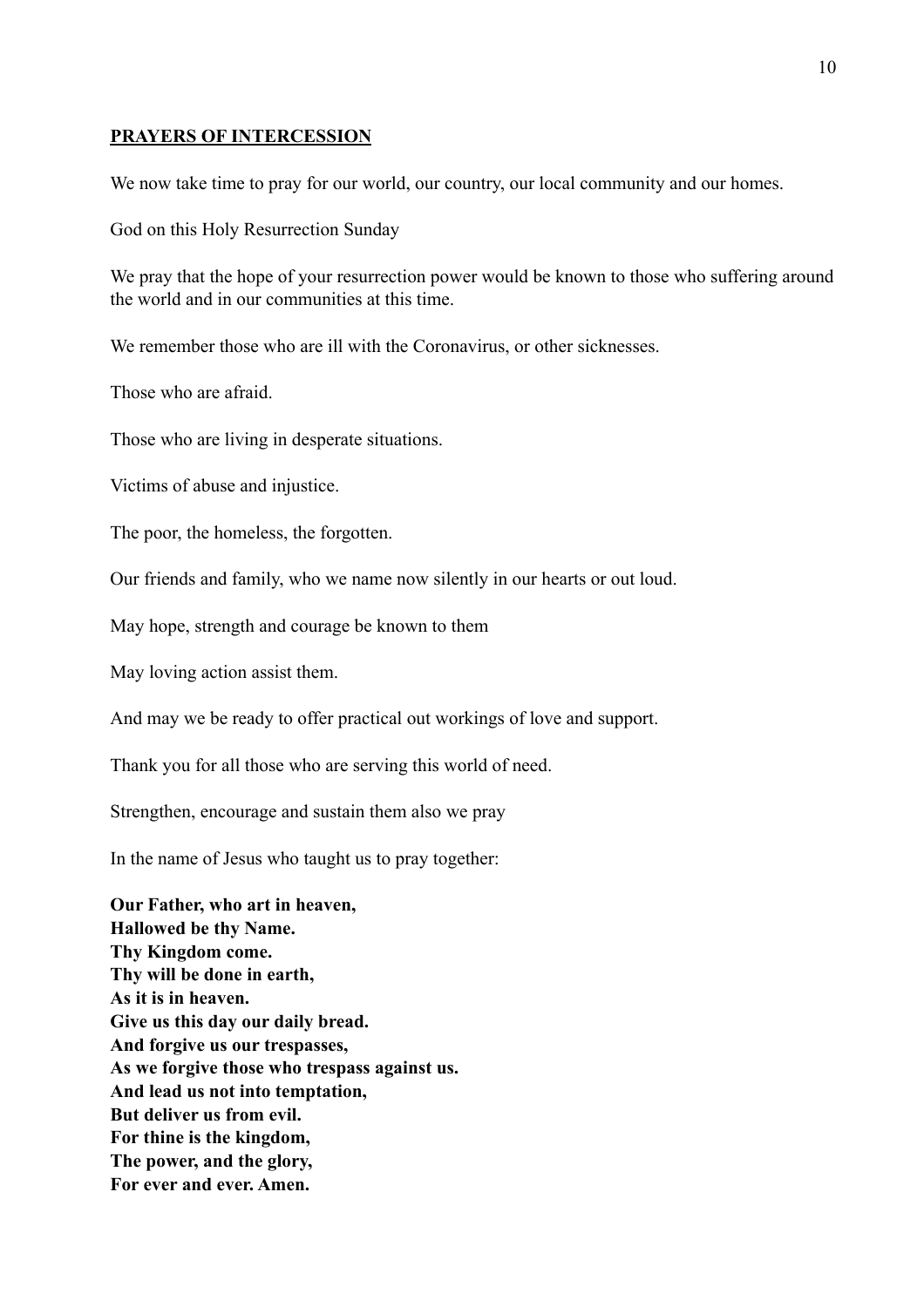**PRAYERS OF INTERCESSION**

We now take time to pray for our world, our country, our local community and our homes.

God on this Holy Resurrection Sunday

We pray that the hope of your resurrection power would be known to those who suffering around the world and in our communities at this time.

We remember those who are ill with the Coronavirus, or other sicknesses.

Those who are afraid.

Those who are living in desperate situations.

Victims of abuse and injustice.

The poor, the homeless, the forgotten.

Our friends and family, who we name now silently in our hearts or out loud.

May hope, strength and courage be known to them

May loving action assist them.

And may we be ready to offer practical out workings of love and support.

Thank you for all those who are serving this world of need.

Strengthen, encourage and sustain them also we pray

In the name of Jesus who taught us to pray together:

**Our Father, who art in heaven,**
**Hallowed be thy Name.**
**Thy Kingdom come.**
**Thy will be done in earth,**
**As it is in heaven.**
**Give us this day our daily bread.**
**And forgive us our trespasses,**
**As we forgive those who trespass against us.**
**And lead us not into temptation,**
**But deliver us from evil.**
**For thine is the kingdom,**
**The power, and the glory,**
**For ever and ever. Amen.**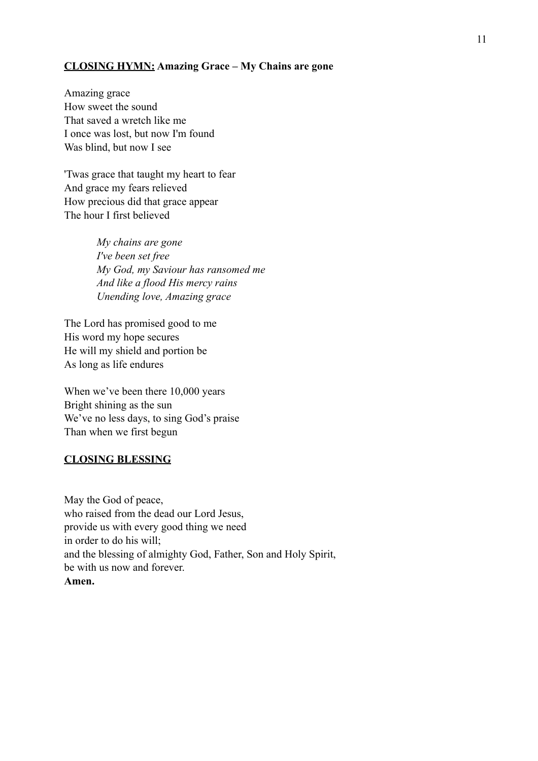**<u>CLOSING HYMN:</u> Amazing Grace – My Chains are gone**

Amazing grace
How sweet the sound
That saved a wretch like me
I once was lost, but now I'm found
Was blind, but now I see

'Twas grace that taught my heart to fear
And grace my fears relieved
How precious did that grace appear
The hour I first believed

> *My chains are gone*
> *I've been set free*
> *My God, my Saviour has ransomed me*
> *And like a flood His mercy rains*
> *Unending love, Amazing grace*

The Lord has promised good to me
His word my hope secures
He will my shield and portion be
As long as life endures

When we've been there 10,000 years
Bright shining as the sun
We've no less days, to sing God's praise
Than when we first begun

**<u>CLOSING BLESSING</u>**

May the God of peace,
who raised from the dead our Lord Jesus,
provide us with every good thing we need
in order to do his will;
and the blessing of almighty God, Father, Son and Holy Spirit,
be with us now and forever.
**Amen.**